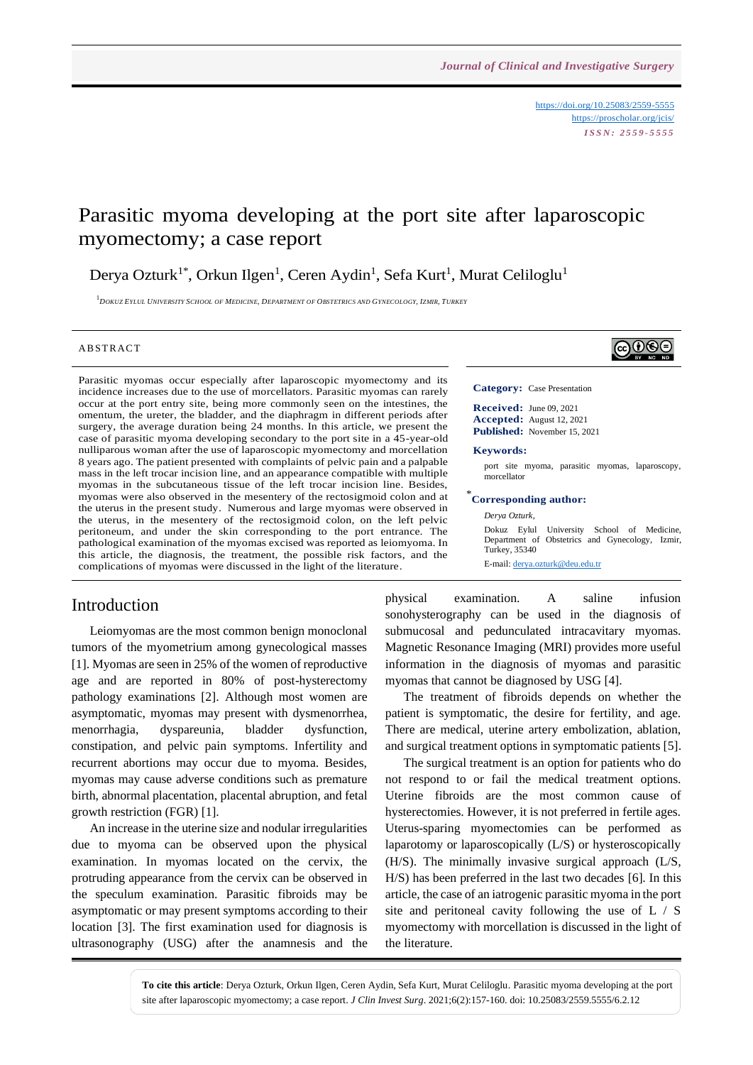https://doi.org/10.25083/2559-5555
https://proscholar.org/jcis/
*ISSN: 2559-5555*

# Parasitic myoma developing at the port site after laparoscopic myomectomy; a case report

Derya Ozturk[1*], Orkun Ilgen[1], Ceren Aydin[1], Sefa Kurt[1], Murat Celiloglu[1]

[1] *Dokuz Eylul University School of Medicine, Department of Obstetrics and Gynecology, Izmir, Turkey*

## ABSTRACT

Parasitic myomas occur especially after laparoscopic myomectomy and its incidence increases due to the use of morcellators. Parasitic myomas can rarely occur at the port entry site, being more commonly seen on the intestines, the omentum, the ureter, the bladder, and the diaphragm in different periods after surgery, the average duration being 24 months. In this article, we present the case of parasitic myoma developing secondary to the port site in a 45-year-old nulliparous woman after the use of laparoscopic myomectomy and morcellation 8 years ago. The patient presented with complaints of pelvic pain and a palpable mass in the left trocar incision line, and an appearance compatible with multiple myomas in the subcutaneous tissue of the left trocar incision line. Besides, myomas were also observed in the mesentery of the rectosigmoid colon and at the uterus in the present study. Numerous and large myomas were observed in the uterus, in the mesentery of the rectosigmoid colon, on the left pelvic peritoneum, and under the skin corresponding to the port entrance. The pathological examination of the myomas excised was reported as leiomyoma. In this article, the diagnosis, the treatment, the possible risk factors, and the complications of myomas were discussed in the light of the literature.

**Category:** Case Presentation

**Received:** June 09, 2021
**Accepted:** August 12, 2021
**Published:** November 15, 2021

**Keywords:**

port site myoma, parasitic myomas, laparoscopy, morcellator

**\*Corresponding author:**

*Derya Ozturk,*

Dokuz Eylul University School of Medicine, Department of Obstetrics and Gynecology, Izmir, Turkey, 35340

E-mail: derya.ozturk@deu.edu.tr

## Introduction

Leiomyomas are the most common benign monoclonal tumors of the myometrium among gynecological masses [1]. Myomas are seen in 25% of the women of reproductive age and are reported in 80% of post-hysterectomy pathology examinations [2]. Although most women are asymptomatic, myomas may present with dysmenorrhea, menorrhagia, dyspareunia, bladder dysfunction, constipation, and pelvic pain symptoms. Infertility and recurrent abortions may occur due to myoma. Besides, myomas may cause adverse conditions such as premature birth, abnormal placentation, placental abruption, and fetal growth restriction (FGR) [1].

An increase in the uterine size and nodular irregularities due to myoma can be observed upon the physical examination. In myomas located on the cervix, the protruding appearance from the cervix can be observed in the speculum examination. Parasitic fibroids may be asymptomatic or may present symptoms according to their location [3]. The first examination used for diagnosis is ultrasonography (USG) after the anamnesis and the physical examination. A saline infusion sonohysterography can be used in the diagnosis of submucosal and pedunculated intracavitary myomas. Magnetic Resonance Imaging (MRI) provides more useful information in the diagnosis of myomas and parasitic myomas that cannot be diagnosed by USG [4].

The treatment of fibroids depends on whether the patient is symptomatic, the desire for fertility, and age. There are medical, uterine artery embolization, ablation, and surgical treatment options in symptomatic patients [5].

The surgical treatment is an option for patients who do not respond to or fail the medical treatment options. Uterine fibroids are the most common cause of hysterectomies. However, it is not preferred in fertile ages. Uterus-sparing myomectomies can be performed as laparotomy or laparoscopically (L/S) or hysteroscopically (H/S). The minimally invasive surgical approach (L/S, H/S) has been preferred in the last two decades [6]. In this article, the case of an iatrogenic parasitic myoma in the port site and peritoneal cavity following the use of L / S myomectomy with morcellation is discussed in the light of the literature.

**To cite this article**: Derya Ozturk, Orkun Ilgen, Ceren Aydin, Sefa Kurt, Murat Celiloglu. Parasitic myoma developing at the port site after laparoscopic myomectomy; a case report. *J Clin Invest Surg*. 2021;6(2):157-160. doi: 10.25083/2559.5555/6.2.12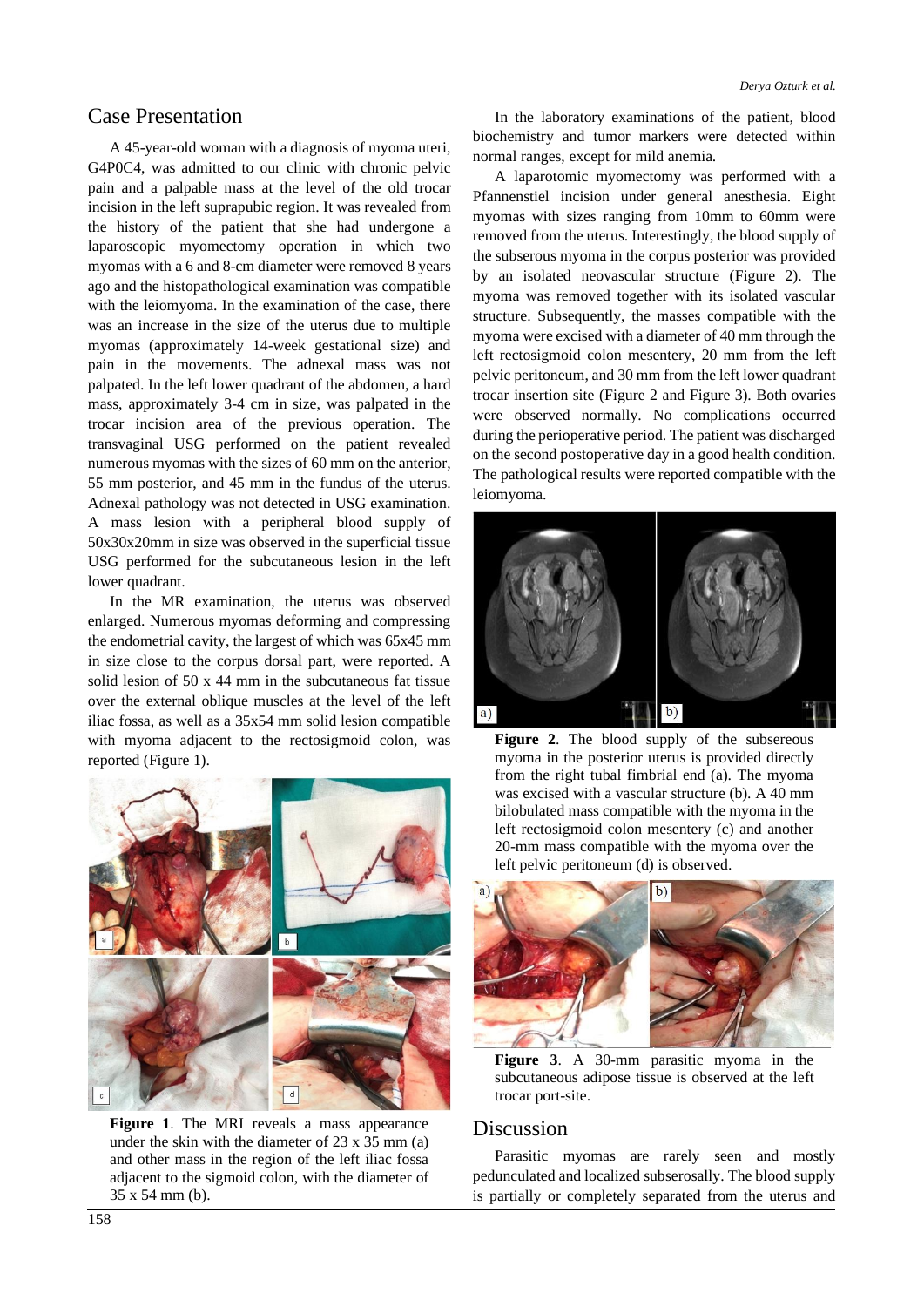## Case Presentation

A 45-year-old woman with a diagnosis of myoma uteri, G4P0C4, was admitted to our clinic with chronic pelvic pain and a palpable mass at the level of the old trocar incision in the left suprapubic region. It was revealed from the history of the patient that she had undergone a laparoscopic myomectomy operation in which two myomas with a 6 and 8-cm diameter were removed 8 years ago and the histopathological examination was compatible with the leiomyoma. In the examination of the case, there was an increase in the size of the uterus due to multiple myomas (approximately 14-week gestational size) and pain in the movements. The adnexal mass was not palpated. In the left lower quadrant of the abdomen, a hard mass, approximately 3-4 cm in size, was palpated in the trocar incision area of the previous operation. The transvaginal USG performed on the patient revealed numerous myomas with the sizes of 60 mm on the anterior, 55 mm posterior, and 45 mm in the fundus of the uterus. Adnexal pathology was not detected in USG examination. A mass lesion with a peripheral blood supply of 50x30x20mm in size was observed in the superficial tissue USG performed for the subcutaneous lesion in the left lower quadrant.

In the MR examination, the uterus was observed enlarged. Numerous myomas deforming and compressing the endometrial cavity, the largest of which was 65x45 mm in size close to the corpus dorsal part, were reported. A solid lesion of 50 x 44 mm in the subcutaneous fat tissue over the external oblique muscles at the level of the left iliac fossa, as well as a 35x54 mm solid lesion compatible with myoma adjacent to the rectosigmoid colon, was reported (Figure 1).

**Figure 1**. The MRI reveals a mass appearance under the skin with the diameter of 23 x 35 mm (a) and other mass in the region of the left iliac fossa adjacent to the sigmoid colon, with the diameter of 35 x 54 mm (b).

In the laboratory examinations of the patient, blood biochemistry and tumor markers were detected within normal ranges, except for mild anemia.

A laparotomic myomectomy was performed with a Pfannenstiel incision under general anesthesia. Eight myomas with sizes ranging from 10mm to 60mm were removed from the uterus. Interestingly, the blood supply of the subserous myoma in the corpus posterior was provided by an isolated neovascular structure (Figure 2). The myoma was removed together with its isolated vascular structure. Subsequently, the masses compatible with the myoma were excised with a diameter of 40 mm through the left rectosigmoid colon mesentery, 20 mm from the left pelvic peritoneum, and 30 mm from the left lower quadrant trocar insertion site (Figure 2 and Figure 3). Both ovaries were observed normally. No complications occurred during the perioperative period. The patient was discharged on the second postoperative day in a good health condition. The pathological results were reported compatible with the leiomyoma.

**Figure 2**. The blood supply of the subsereous myoma in the posterior uterus is provided directly from the right tubal fimbrial end (a). The myoma was excised with a vascular structure (b). A 40 mm bilobulated mass compatible with the myoma in the left rectosigmoid colon mesentery (c) and another 20-mm mass compatible with the myoma over the left pelvic peritoneum (d) is observed.

**Figure 3**. A 30-mm parasitic myoma in the subcutaneous adipose tissue is observed at the left trocar port-site.

## Discussion

Parasitic myomas are rarely seen and mostly pedunculated and localized subserosally. The blood supply is partially or completely separated from the uterus and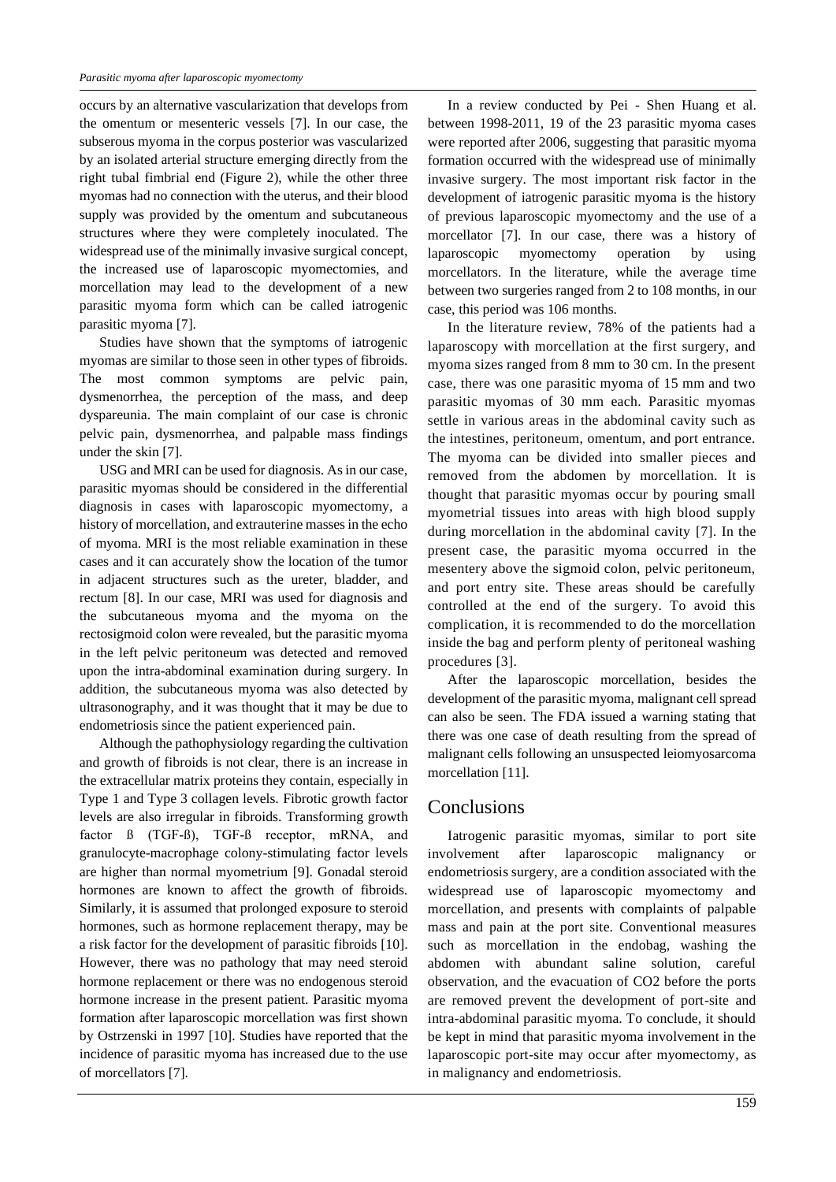occurs by an alternative vascularization that develops from the omentum or mesenteric vessels [7]. In our case, the subserous myoma in the corpus posterior was vascularized by an isolated arterial structure emerging directly from the right tubal fimbrial end (Figure 2), while the other three myomas had no connection with the uterus, and their blood supply was provided by the omentum and subcutaneous structures where they were completely inoculated. The widespread use of the minimally invasive surgical concept, the increased use of laparoscopic myomectomies, and morcellation may lead to the development of a new parasitic myoma form which can be called iatrogenic parasitic myoma [7].

Studies have shown that the symptoms of iatrogenic myomas are similar to those seen in other types of fibroids. The most common symptoms are pelvic pain, dysmenorrhea, the perception of the mass, and deep dyspareunia. The main complaint of our case is chronic pelvic pain, dysmenorrhea, and palpable mass findings under the skin [7].

USG and MRI can be used for diagnosis. As in our case, parasitic myomas should be considered in the differential diagnosis in cases with laparoscopic myomectomy, a history of morcellation, and extrauterine masses in the echo of myoma. MRI is the most reliable examination in these cases and it can accurately show the location of the tumor in adjacent structures such as the ureter, bladder, and rectum [8]. In our case, MRI was used for diagnosis and the subcutaneous myoma and the myoma on the rectosigmoid colon were revealed, but the parasitic myoma in the left pelvic peritoneum was detected and removed upon the intra-abdominal examination during surgery. In addition, the subcutaneous myoma was also detected by ultrasonography, and it was thought that it may be due to endometriosis since the patient experienced pain.

Although the pathophysiology regarding the cultivation and growth of fibroids is not clear, there is an increase in the extracellular matrix proteins they contain, especially in Type 1 and Type 3 collagen levels. Fibrotic growth factor levels are also irregular in fibroids. Transforming growth factor ß (TGF-ß), TGF-ß receptor, mRNA, and granulocyte-macrophage colony-stimulating factor levels are higher than normal myometrium [9]. Gonadal steroid hormones are known to affect the growth of fibroids. Similarly, it is assumed that prolonged exposure to steroid hormones, such as hormone replacement therapy, may be a risk factor for the development of parasitic fibroids [10]. However, there was no pathology that may need steroid hormone replacement or there was no endogenous steroid hormone increase in the present patient. Parasitic myoma formation after laparoscopic morcellation was first shown by Ostrzenski in 1997 [10]. Studies have reported that the incidence of parasitic myoma has increased due to the use of morcellators [7].

In a review conducted by Pei - Shen Huang et al. between 1998-2011, 19 of the 23 parasitic myoma cases were reported after 2006, suggesting that parasitic myoma formation occurred with the widespread use of minimally invasive surgery. The most important risk factor in the development of iatrogenic parasitic myoma is the history of previous laparoscopic myomectomy and the use of a morcellator [7]. In our case, there was a history of laparoscopic myomectomy operation by using morcellators. In the literature, while the average time between two surgeries ranged from 2 to 108 months, in our case, this period was 106 months.

In the literature review, 78% of the patients had a laparoscopy with morcellation at the first surgery, and myoma sizes ranged from 8 mm to 30 cm. In the present case, there was one parasitic myoma of 15 mm and two parasitic myomas of 30 mm each. Parasitic myomas settle in various areas in the abdominal cavity such as the intestines, peritoneum, omentum, and port entrance. The myoma can be divided into smaller pieces and removed from the abdomen by morcellation. It is thought that parasitic myomas occur by pouring small myometrial tissues into areas with high blood supply during morcellation in the abdominal cavity [7]. In the present case, the parasitic myoma occurred in the mesentery above the sigmoid colon, pelvic peritoneum, and port entry site. These areas should be carefully controlled at the end of the surgery. To avoid this complication, it is recommended to do the morcellation inside the bag and perform plenty of peritoneal washing procedures [3].

After the laparoscopic morcellation, besides the development of the parasitic myoma, malignant cell spread can also be seen. The FDA issued a warning stating that there was one case of death resulting from the spread of malignant cells following an unsuspected leiomyosarcoma morcellation [11].

## Conclusions

Iatrogenic parasitic myomas, similar to port site involvement after laparoscopic malignancy or endometriosis surgery, are a condition associated with the widespread use of laparoscopic myomectomy and morcellation, and presents with complaints of palpable mass and pain at the port site. Conventional measures such as morcellation in the endobag, washing the abdomen with abundant saline solution, careful observation, and the evacuation of $CO_2$ before the ports are removed prevent the development of port-site and intra-abdominal parasitic myoma. To conclude, it should be kept in mind that parasitic myoma involvement in the laparoscopic port-site may occur after myomectomy, as in malignancy and endometriosis.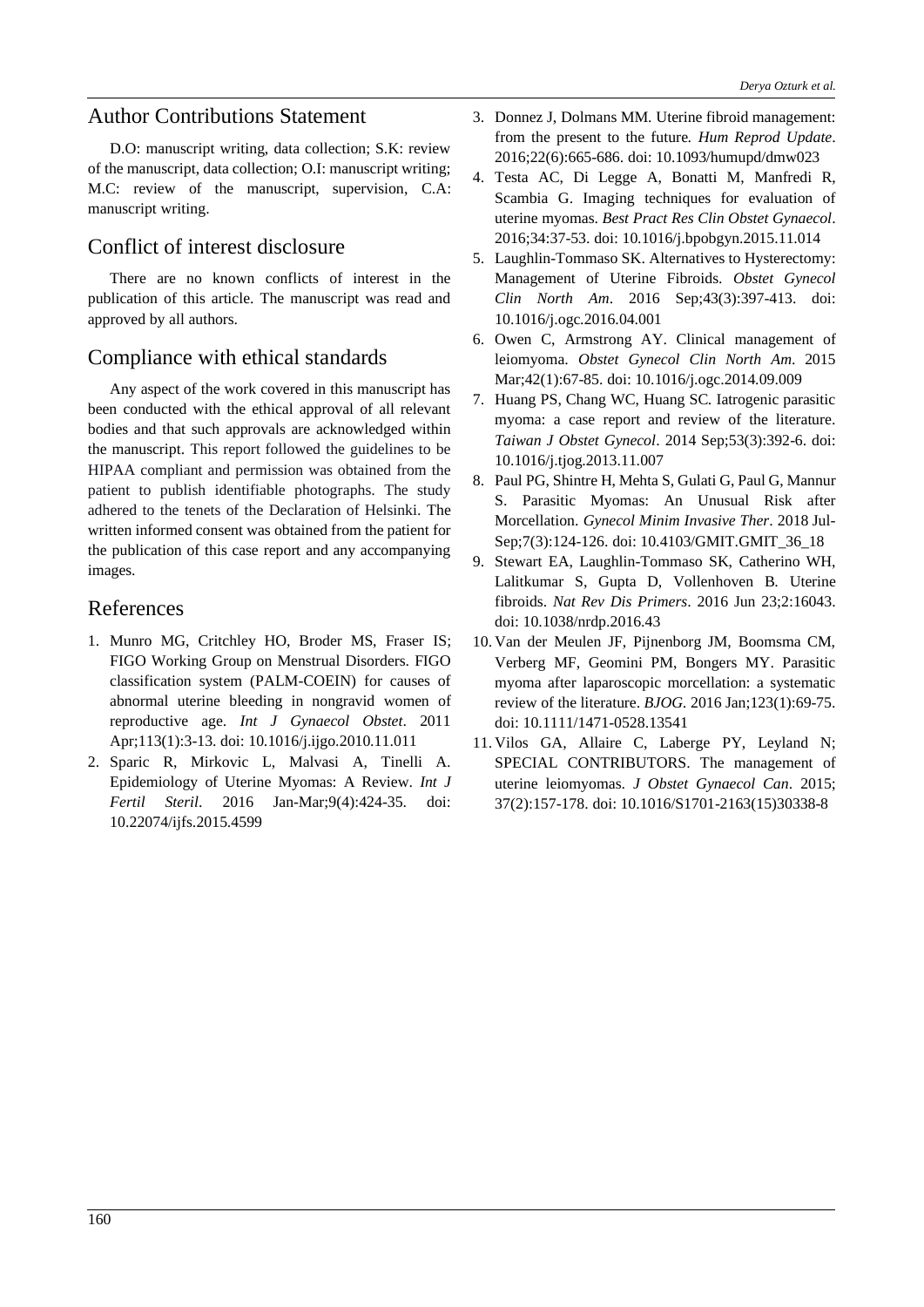## Author Contributions Statement

D.O: manuscript writing, data collection; S.K: review of the manuscript, data collection; O.I: manuscript writing; M.C: review of the manuscript, supervision, C.A: manuscript writing.

## Conflict of interest disclosure

There are no known conflicts of interest in the publication of this article. The manuscript was read and approved by all authors.

## Compliance with ethical standards

Any aspect of the work covered in this manuscript has been conducted with the ethical approval of all relevant bodies and that such approvals are acknowledged within the manuscript. This report followed the guidelines to be HIPAA compliant and permission was obtained from the patient to publish identifiable photographs. The study adhered to the tenets of the Declaration of Helsinki. The written informed consent was obtained from the patient for the publication of this case report and any accompanying images.

## References

1. Munro MG, Critchley HO, Broder MS, Fraser IS; FIGO Working Group on Menstrual Disorders. FIGO classification system (PALM-COEIN) for causes of abnormal uterine bleeding in nongravid women of reproductive age. *Int J Gynaecol Obstet*. 2011 Apr;113(1):3-13. doi: 10.1016/j.ijgo.2010.11.011
2. Sparic R, Mirkovic L, Malvasi A, Tinelli A. Epidemiology of Uterine Myomas: A Review. *Int J Fertil Steril*. 2016 Jan-Mar;9(4):424-35. doi: 10.22074/ijfs.2015.4599
3. Donnez J, Dolmans MM. Uterine fibroid management: from the present to the future. *Hum Reprod Update*. 2016;22(6):665-686. doi: 10.1093/humupd/dmw023
4. Testa AC, Di Legge A, Bonatti M, Manfredi R, Scambia G. Imaging techniques for evaluation of uterine myomas. *Best Pract Res Clin Obstet Gynaecol*. 2016;34:37-53. doi: 10.1016/j.bpobgyn.2015.11.014
5. Laughlin-Tommaso SK. Alternatives to Hysterectomy: Management of Uterine Fibroids. *Obstet Gynecol Clin North Am*. 2016 Sep;43(3):397-413. doi: 10.1016/j.ogc.2016.04.001
6. Owen C, Armstrong AY. Clinical management of leiomyoma. *Obstet Gynecol Clin North Am*. 2015 Mar;42(1):67-85. doi: 10.1016/j.ogc.2014.09.009
7. Huang PS, Chang WC, Huang SC. Iatrogenic parasitic myoma: a case report and review of the literature. *Taiwan J Obstet Gynecol*. 2014 Sep;53(3):392-6. doi: 10.1016/j.tjog.2013.11.007
8. Paul PG, Shintre H, Mehta S, Gulati G, Paul G, Mannur S. Parasitic Myomas: An Unusual Risk after Morcellation. *Gynecol Minim Invasive Ther*. 2018 Jul-Sep;7(3):124-126. doi: 10.4103/GMIT.GMIT_36_18
9. Stewart EA, Laughlin-Tommaso SK, Catherino WH, Lalitkumar S, Gupta D, Vollenhoven B. Uterine fibroids. *Nat Rev Dis Primers*. 2016 Jun 23;2:16043. doi: 10.1038/nrdp.2016.43
10. Van der Meulen JF, Pijnenborg JM, Boomsma CM, Verberg MF, Geomini PM, Bongers MY. Parasitic myoma after laparoscopic morcellation: a systematic review of the literature. *BJOG*. 2016 Jan;123(1):69-75. doi: 10.1111/1471-0528.13541
11. Vilos GA, Allaire C, Laberge PY, Leyland N; SPECIAL CONTRIBUTORS. The management of uterine leiomyomas. *J Obstet Gynaecol Can*. 2015; 37(2):157-178. doi: 10.1016/S1701-2163(15)30338-8